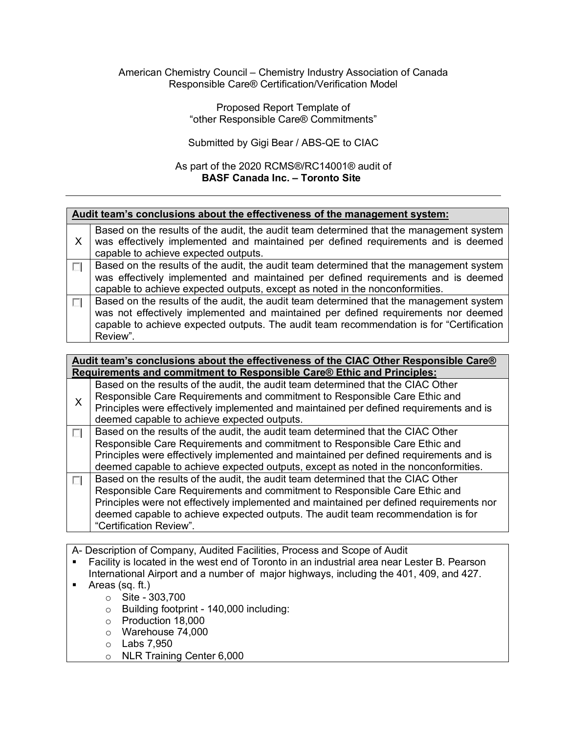American Chemistry Council – Chemistry Industry Association of Canada
Responsible Care® Certification/Verification Model

Proposed Report Template of
"other Responsible Care® Commitments"

Submitted by Gigi Bear / ABS-QE to CIAC

As part of the 2020 RCMS®/RC14001® audit of
**BASF Canada Inc. – Toronto Site**

---

| **Audit team's conclusions about the effectiveness of the management system:** | |
|---|---|
| X | Based on the results of the audit, the audit team determined that the management system was effectively implemented and maintained per defined requirements and is deemed capable to achieve expected outputs. |
| ☐ | Based on the results of the audit, the audit team determined that the management system was effectively implemented and maintained per defined requirements and is deemed capable to achieve expected outputs, except as noted in the nonconformities. |
| ☐ | Based on the results of the audit, the audit team determined that the management system was not effectively implemented and maintained per defined requirements nor deemed capable to achieve expected outputs. The audit team recommendation is for "Certification Review". |

| **Audit team's conclusions about the effectiveness of the CIAC Other Responsible Care® Requirements and commitment to Responsible Care® Ethic and Principles:** | |
|---|---|
| X | Based on the results of the audit, the audit team determined that the CIAC Other Responsible Care Requirements and commitment to Responsible Care Ethic and Principles were effectively implemented and maintained per defined requirements and is deemed capable to achieve expected outputs. |
| ☐ | Based on the results of the audit, the audit team determined that the CIAC Other Responsible Care Requirements and commitment to Responsible Care Ethic and Principles were effectively implemented and maintained per defined requirements and is deemed capable to achieve expected outputs, except as noted in the nonconformities. |
| ☐ | Based on the results of the audit, the audit team determined that the CIAC Other Responsible Care Requirements and commitment to Responsible Care Ethic and Principles were not effectively implemented and maintained per defined requirements nor deemed capable to achieve expected outputs. The audit team recommendation is for "Certification Review". |

A- Description of Company, Audited Facilities, Process and Scope of Audit

- Facility is located in the west end of Toronto in an industrial area near Lester B. Pearson International Airport and a number of major highways, including the 401, 409, and 427.
- Areas (sq. ft.)
  - Site - 303,700
  - Building footprint - 140,000 including:
  - Production 18,000
  - Warehouse 74,000
  - Labs 7,950
  - NLR Training Center 6,000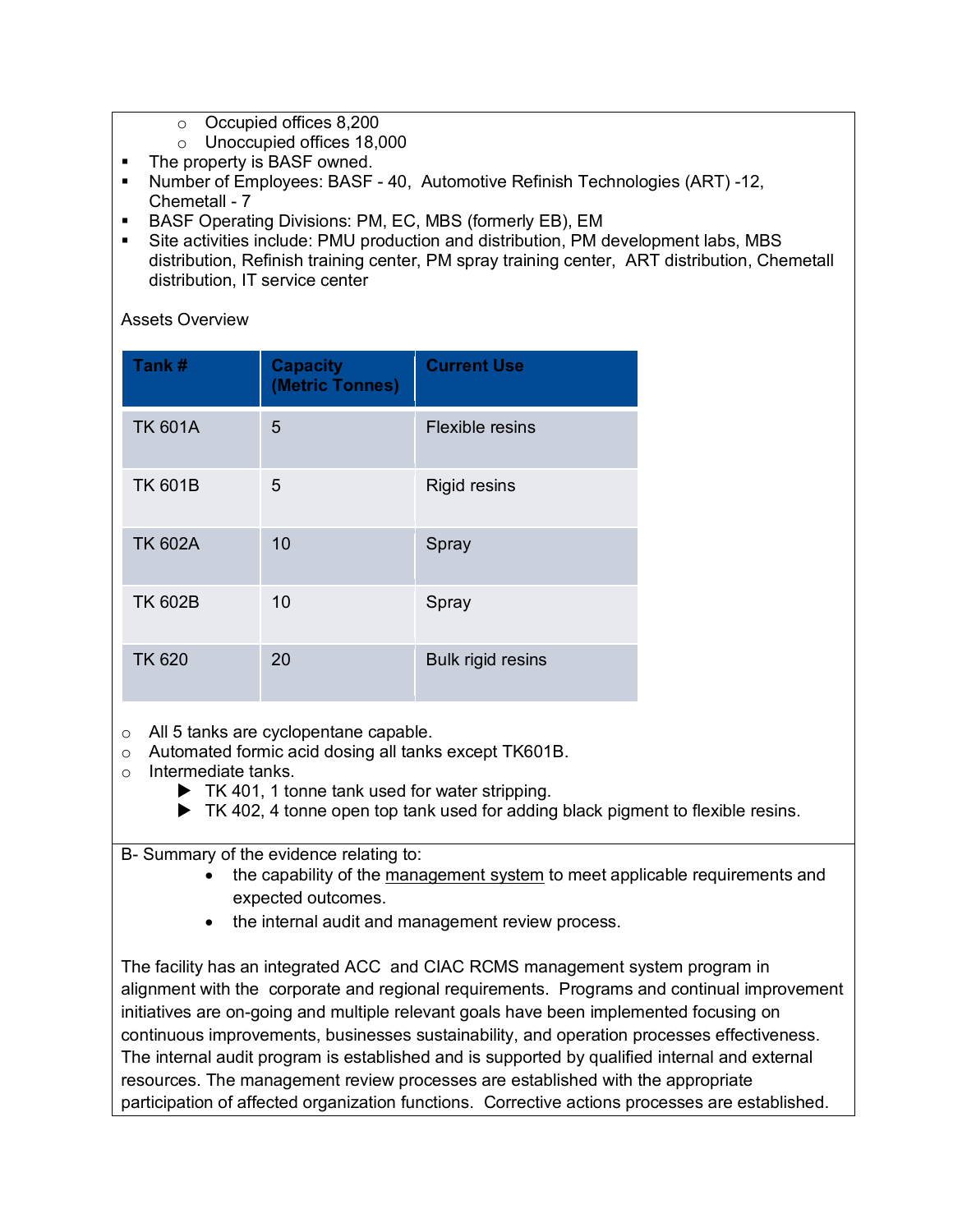- Occupied offices 8,200
- Unoccupied offices 18,000

- The property is BASF owned.
- Number of Employees: BASF - 40, Automotive Refinish Technologies (ART) -12, Chemetall - 7
- BASF Operating Divisions: PM, EC, MBS (formerly EB), EM
- Site activities include: PMU production and distribution, PM development labs, MBS distribution, Refinish training center, PM spray training center, ART distribution, Chemetall distribution, IT service center

Assets Overview

| Tank # | Capacity (Metric Tonnes) | Current Use |
|---|---|---|
| TK 601A | 5 | Flexible resins |
| TK 601B | 5 | Rigid resins |
| TK 602A | 10 | Spray |
| TK 602B | 10 | Spray |
| TK 620 | 20 | Bulk rigid resins |

- All 5 tanks are cyclopentane capable.
- Automated formic acid dosing all tanks except TK601B.
- Intermediate tanks.
  - TK 401, 1 tonne tank used for water stripping.
  - TK 402, 4 tonne open top tank used for adding black pigment to flexible resins.

B- Summary of the evidence relating to:

- the capability of the management system to meet applicable requirements and expected outcomes.
- the internal audit and management review process.

The facility has an integrated ACC and CIAC RCMS management system program in alignment with the corporate and regional requirements. Programs and continual improvement initiatives are on-going and multiple relevant goals have been implemented focusing on continuous improvements, businesses sustainability, and operation processes effectiveness. The internal audit program is established and is supported by qualified internal and external resources. The management review processes are established with the appropriate participation of affected organization functions. Corrective actions processes are established.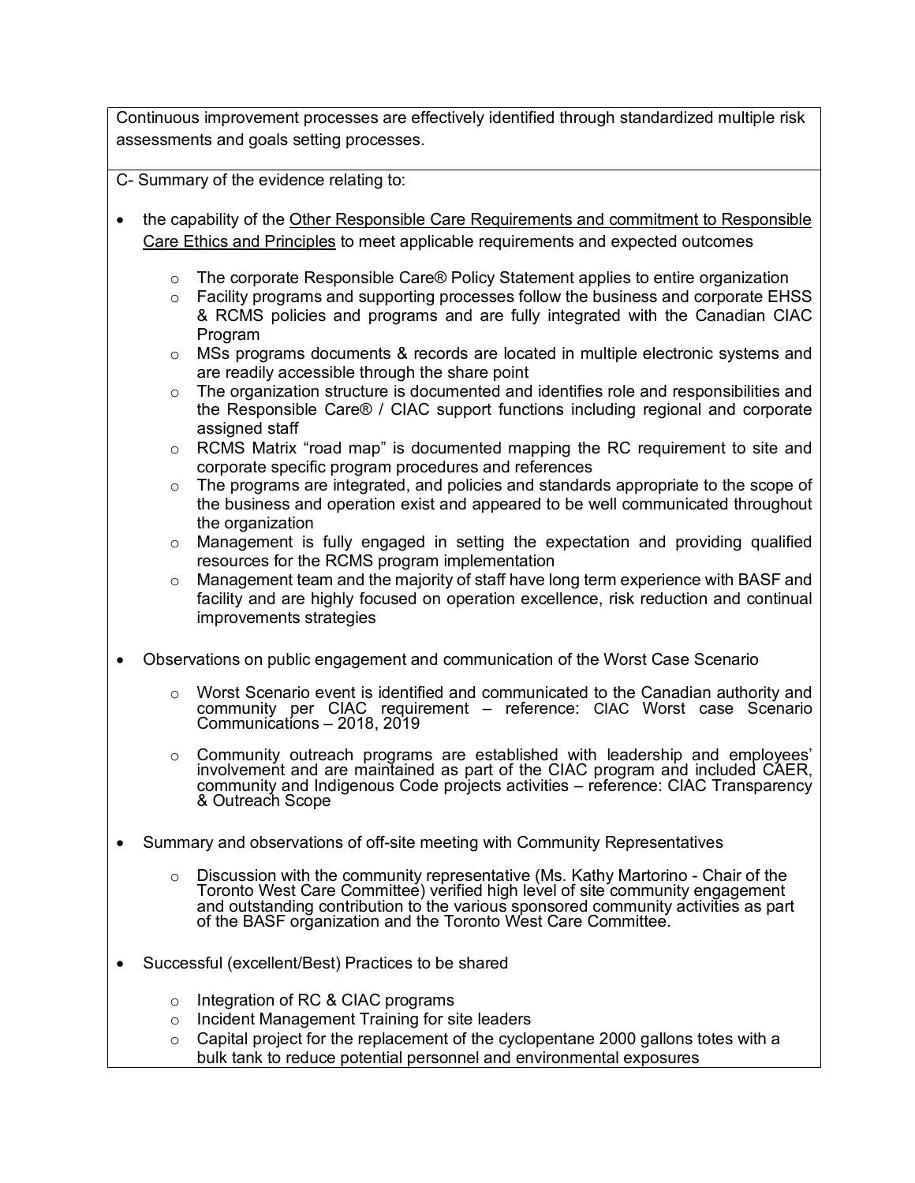Continuous improvement processes are effectively identified through standardized multiple risk assessments and goals setting processes.

C- Summary of the evidence relating to:

- the capability of the Other Responsible Care Requirements and commitment to Responsible Care Ethics and Principles to meet applicable requirements and expected outcomes
  - The corporate Responsible Care® Policy Statement applies to entire organization
  - Facility programs and supporting processes follow the business and corporate EHSS & RCMS policies and programs and are fully integrated with the Canadian CIAC Program
  - MSs programs documents & records are located in multiple electronic systems and are readily accessible through the share point
  - The organization structure is documented and identifies role and responsibilities and the Responsible Care® / CIAC support functions including regional and corporate assigned staff
  - RCMS Matrix "road map" is documented mapping the RC requirement to site and corporate specific program procedures and references
  - The programs are integrated, and policies and standards appropriate to the scope of the business and operation exist and appeared to be well communicated throughout the organization
  - Management is fully engaged in setting the expectation and providing qualified resources for the RCMS program implementation
  - Management team and the majority of staff have long term experience with BASF and facility and are highly focused on operation excellence, risk reduction and continual improvements strategies

- Observations on public engagement and communication of the Worst Case Scenario
  - Worst Scenario event is identified and communicated to the Canadian authority and community per CIAC requirement – reference: CIAC Worst case Scenario Communications – 2018, 2019
  - Community outreach programs are established with leadership and employees' involvement and are maintained as part of the CIAC program and included CAER, community and Indigenous Code projects activities – reference: CIAC Transparency & Outreach Scope

- Summary and observations of off-site meeting with Community Representatives
  - Discussion with the community representative (Ms. Kathy Martorino - Chair of the Toronto West Care Committee) verified high level of site community engagement and outstanding contribution to the various sponsored community activities as part of the BASF organization and the Toronto West Care Committee.

- Successful (excellent/Best) Practices to be shared
  - Integration of RC & CIAC programs
  - Incident Management Training for site leaders
  - Capital project for the replacement of the cyclopentane 2000 gallons totes with a bulk tank to reduce potential personnel and environmental exposures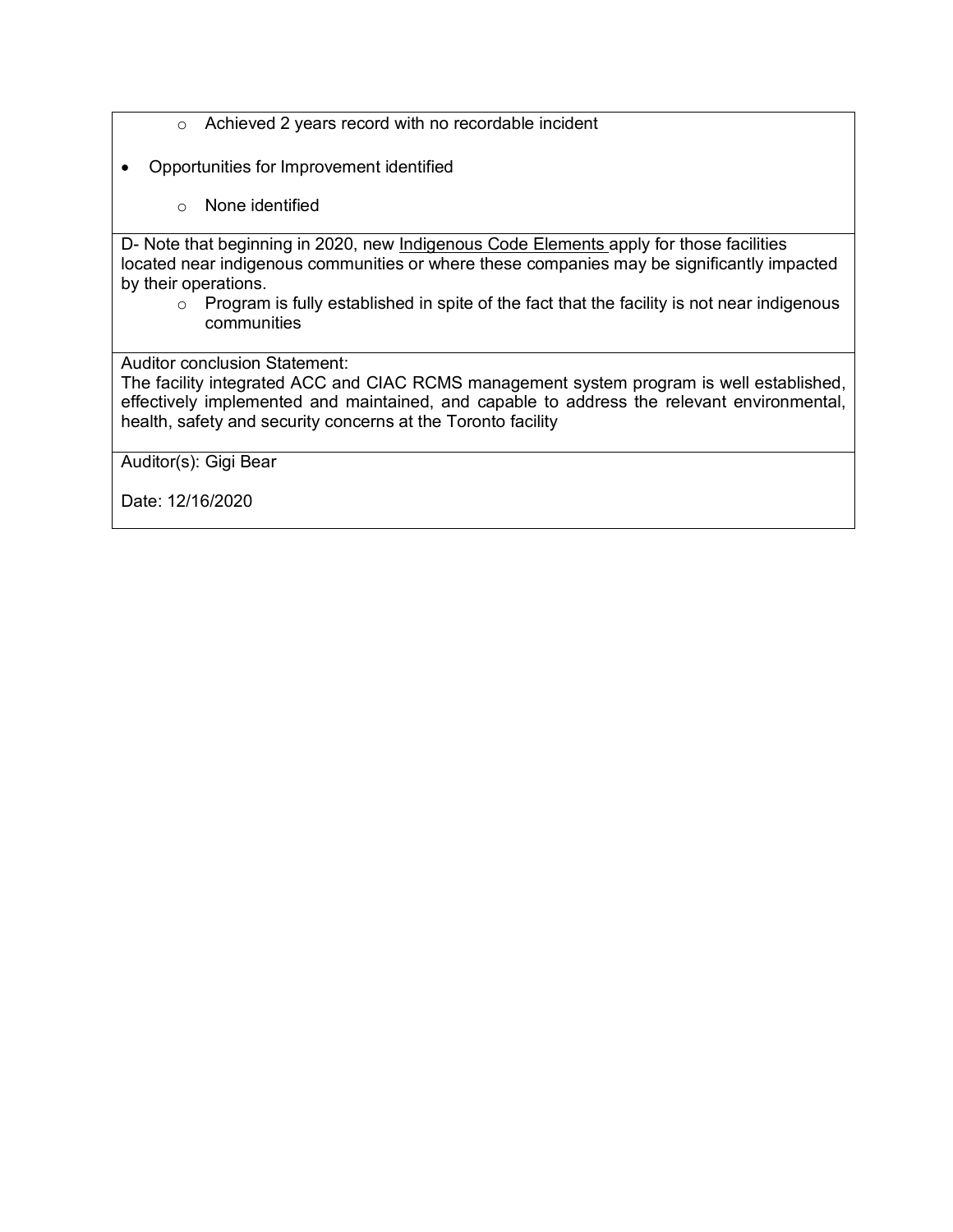- Achieved 2 years record with no recordable incident

- Opportunities for Improvement identified
  - None identified

D- Note that beginning in 2020, new <u>Indigenous Code Elements</u> apply for those facilities located near indigenous communities or where these companies may be significantly impacted by their operations.

  - Program is fully established in spite of the fact that the facility is not near indigenous communities

Auditor conclusion Statement:
The facility integrated ACC and CIAC RCMS management system program is well established, effectively implemented and maintained, and capable to address the relevant environmental, health, safety and security concerns at the Toronto facility

Auditor(s): Gigi Bear

Date: 12/16/2020